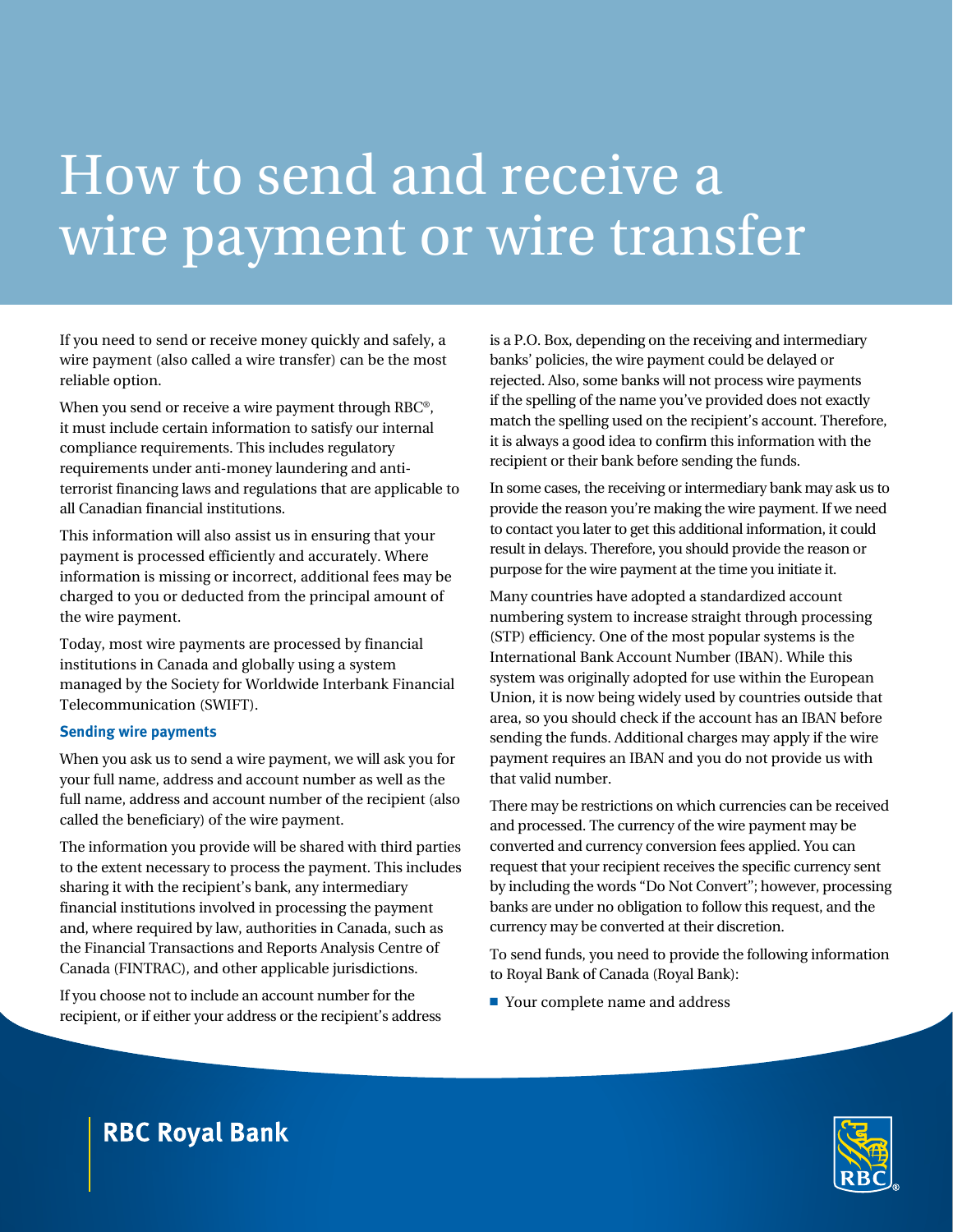# How to send and receive a wire payment or wire transfer

If you need to send or receive money quickly and safely, a wire payment (also called a wire transfer) can be the most reliable option.

When you send or receive a wire payment through RBC®, it must include certain information to satisfy our internal compliance requirements. This includes regulatory requirements under anti-money laundering and anti-terrorist financing laws and regulations that are applicable to all Canadian financial institutions.

This information will also assist us in ensuring that your payment is processed efficiently and accurately. Where information is missing or incorrect, additional fees may be charged to you or deducted from the principal amount of the wire payment.

Today, most wire payments are processed by financial institutions in Canada and globally using a system managed by the Society for Worldwide Interbank Financial Telecommunication (SWIFT).

### Sending wire payments

When you ask us to send a wire payment, we will ask you for your full name, address and account number as well as the full name, address and account number of the recipient (also called the beneficiary) of the wire payment.

The information you provide will be shared with third parties to the extent necessary to process the payment. This includes sharing it with the recipient's bank, any intermediary financial institutions involved in processing the payment and, where required by law, authorities in Canada, such as the Financial Transactions and Reports Analysis Centre of Canada (FINTRAC), and other applicable jurisdictions.

If you choose not to include an account number for the recipient, or if either your address or the recipient's address is a P.O. Box, depending on the receiving and intermediary banks' policies, the wire payment could be delayed or rejected. Also, some banks will not process wire payments if the spelling of the name you've provided does not exactly match the spelling used on the recipient's account. Therefore, it is always a good idea to confirm this information with the recipient or their bank before sending the funds.

In some cases, the receiving or intermediary bank may ask us to provide the reason you're making the wire payment. If we need to contact you later to get this additional information, it could result in delays. Therefore, you should provide the reason or purpose for the wire payment at the time you initiate it.

Many countries have adopted a standardized account numbering system to increase straight through processing (STP) efficiency. One of the most popular systems is the International Bank Account Number (IBAN). While this system was originally adopted for use within the European Union, it is now being widely used by countries outside that area, so you should check if the account has an IBAN before sending the funds. Additional charges may apply if the wire payment requires an IBAN and you do not provide us with that valid number.

There may be restrictions on which currencies can be received and processed. The currency of the wire payment may be converted and currency conversion fees applied. You can request that your recipient receives the specific currency sent by including the words "Do Not Convert"; however, processing banks are under no obligation to follow this request, and the currency may be converted at their discretion.

To send funds, you need to provide the following information to Royal Bank of Canada (Royal Bank):

- Your complete name and address

RBC Royal Bank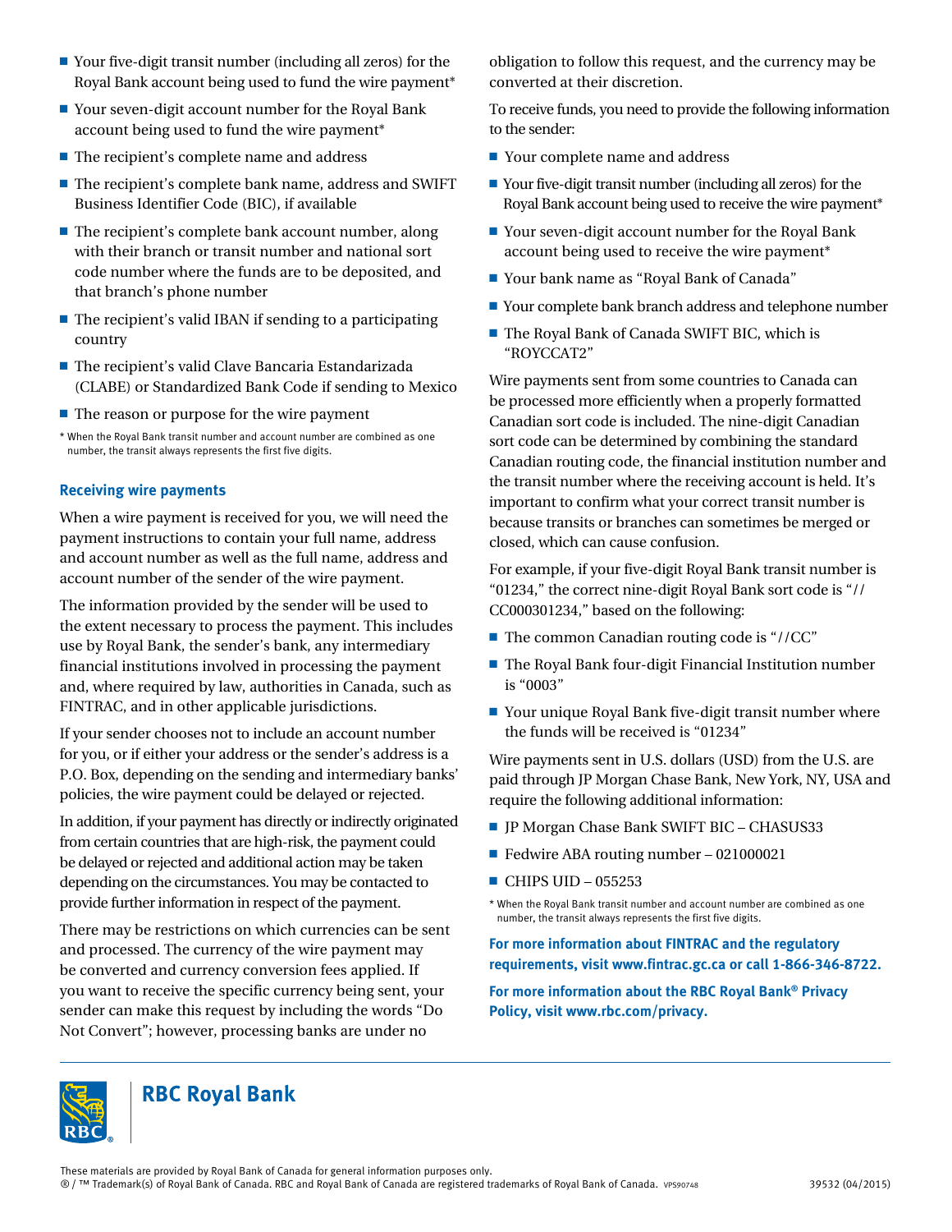- Your five-digit transit number (including all zeros) for the Royal Bank account being used to fund the wire payment*
- Your seven-digit account number for the Royal Bank account being used to fund the wire payment*
- The recipient's complete name and address
- The recipient's complete bank name, address and SWIFT Business Identifier Code (BIC), if available
- The recipient's complete bank account number, along with their branch or transit number and national sort code number where the funds are to be deposited, and that branch's phone number
- The recipient's valid IBAN if sending to a participating country
- The recipient's valid Clave Bancaria Estandarizada (CLABE) or Standardized Bank Code if sending to Mexico
- The reason or purpose for the wire payment

* When the Royal Bank transit number and account number are combined as one number, the transit always represents the first five digits.

### Receiving wire payments

When a wire payment is received for you, we will need the payment instructions to contain your full name, address and account number as well as the full name, address and account number of the sender of the wire payment.

The information provided by the sender will be used to the extent necessary to process the payment. This includes use by Royal Bank, the sender's bank, any intermediary financial institutions involved in processing the payment and, where required by law, authorities in Canada, such as FINTRAC, and in other applicable jurisdictions.

If your sender chooses not to include an account number for you, or if either your address or the sender's address is a P.O. Box, depending on the sending and intermediary banks' policies, the wire payment could be delayed or rejected.

In addition, if your payment has directly or indirectly originated from certain countries that are high-risk, the payment could be delayed or rejected and additional action may be taken depending on the circumstances. You may be contacted to provide further information in respect of the payment.

There may be restrictions on which currencies can be sent and processed. The currency of the wire payment may be converted and currency conversion fees applied. If you want to receive the specific currency being sent, your sender can make this request by including the words "Do Not Convert"; however, processing banks are under no obligation to follow this request, and the currency may be converted at their discretion.

To receive funds, you need to provide the following information to the sender:

- Your complete name and address
- Your five-digit transit number (including all zeros) for the Royal Bank account being used to receive the wire payment*
- Your seven-digit account number for the Royal Bank account being used to receive the wire payment*
- Your bank name as "Royal Bank of Canada"
- Your complete bank branch address and telephone number
- The Royal Bank of Canada SWIFT BIC, which is "ROYCCAT2"

Wire payments sent from some countries to Canada can be processed more efficiently when a properly formatted Canadian sort code is included. The nine-digit Canadian sort code can be determined by combining the standard Canadian routing code, the financial institution number and the transit number where the receiving account is held. It's important to confirm what your correct transit number is because transits or branches can sometimes be merged or closed, which can cause confusion.

For example, if your five-digit Royal Bank transit number is "01234," the correct nine-digit Royal Bank sort code is "//CC000301234," based on the following:

- The common Canadian routing code is "//CC"
- The Royal Bank four-digit Financial Institution number is "0003"
- Your unique Royal Bank five-digit transit number where the funds will be received is "01234"

Wire payments sent in U.S. dollars (USD) from the U.S. are paid through JP Morgan Chase Bank, New York, NY, USA and require the following additional information:

- JP Morgan Chase Bank SWIFT BIC – CHASUS33
- Fedwire ABA routing number – 021000021
- CHIPS UID – 055253

* When the Royal Bank transit number and account number are combined as one number, the transit always represents the first five digits.

**For more information about FINTRAC and the regulatory requirements, visit www.fintrac.gc.ca or call 1-866-346-8722.**

**For more information about the RBC Royal Bank® Privacy Policy, visit www.rbc.com/privacy.**

**RBC Royal Bank**

These materials are provided by Royal Bank of Canada for general information purposes only.
® / ™ Trademark(s) of Royal Bank of Canada. RBC and Royal Bank of Canada are registered trademarks of Royal Bank of Canada. VPS90748

39532 (04/2015)